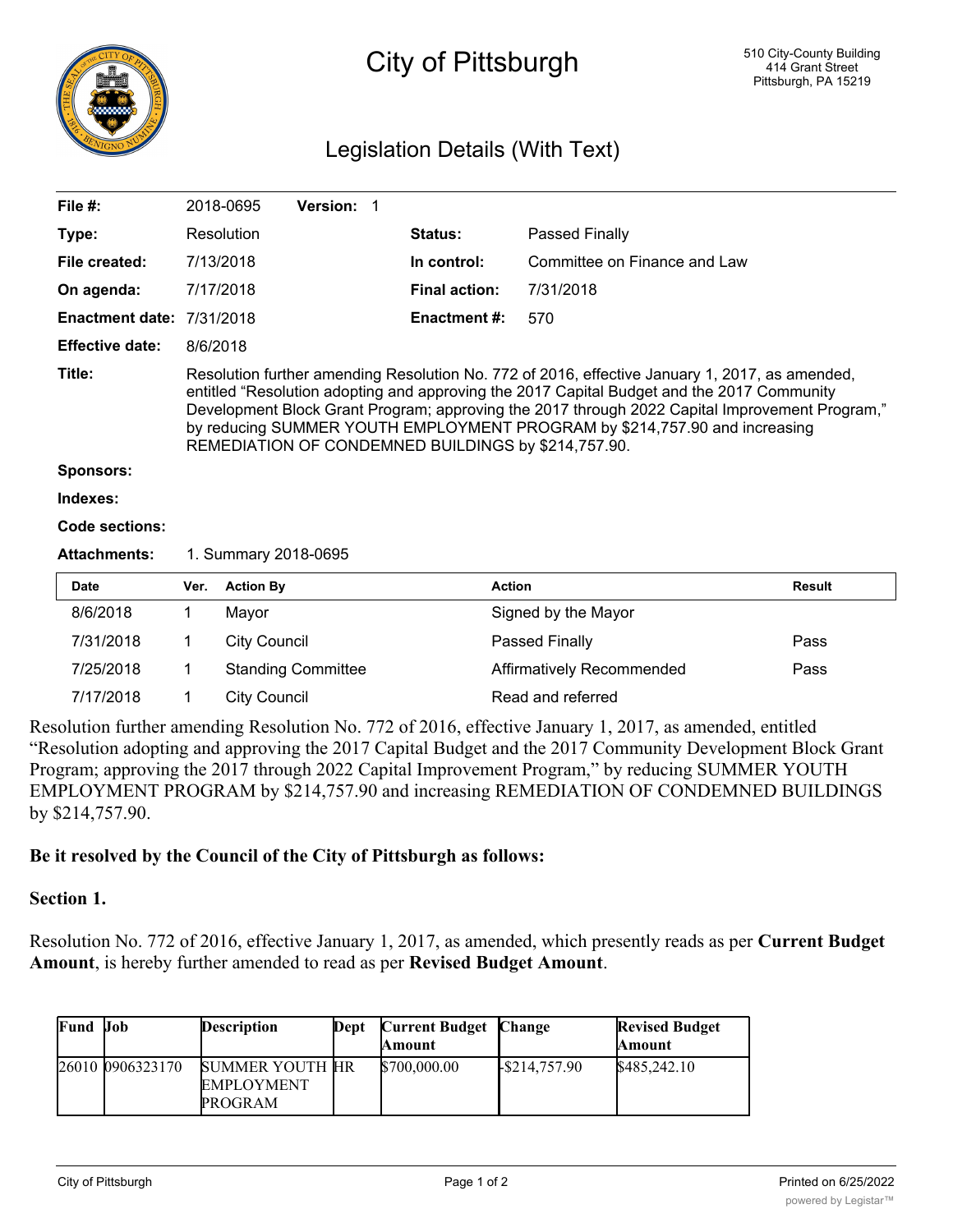# City of Pittsburgh

510 City-County Building
414 Grant Street
Pittsburgh, PA 15219

## Legislation Details (With Text)

| | | | |
|---|---|---|---|
| **File #:** | 2018-0695 **Version:** 1 | | |
| **Type:** | Resolution | **Status:** | Passed Finally |
| **File created:** | 7/13/2018 | **In control:** | Committee on Finance and Law |
| **On agenda:** | 7/17/2018 | **Final action:** | 7/31/2018 |
| **Enactment date:** | 7/31/2018 | **Enactment #:** | 570 |
| **Effective date:** | 8/6/2018 | | |

**Title:** Resolution further amending Resolution No. 772 of 2016, effective January 1, 2017, as amended, entitled "Resolution adopting and approving the 2017 Capital Budget and the 2017 Community Development Block Grant Program; approving the 2017 through 2022 Capital Improvement Program," by reducing SUMMER YOUTH EMPLOYMENT PROGRAM by $214,757.90 and increasing REMEDIATION OF CONDEMNED BUILDINGS by $214,757.90.

**Sponsors:**

**Indexes:**

**Code sections:**

**Attachments:** 1. Summary 2018-0695

| Date | Ver. | Action By | Action | Result |
|---|---|---|---|---|
| 8/6/2018 | 1 | Mayor | Signed by the Mayor | |
| 7/31/2018 | 1 | City Council | Passed Finally | Pass |
| 7/25/2018 | 1 | Standing Committee | Affirmatively Recommended | Pass |
| 7/17/2018 | 1 | City Council | Read and referred | |

Resolution further amending Resolution No. 772 of 2016, effective January 1, 2017, as amended, entitled "Resolution adopting and approving the 2017 Capital Budget and the 2017 Community Development Block Grant Program; approving the 2017 through 2022 Capital Improvement Program," by reducing SUMMER YOUTH EMPLOYMENT PROGRAM by $214,757.90 and increasing REMEDIATION OF CONDEMNED BUILDINGS by $214,757.90.

**Be it resolved by the Council of the City of Pittsburgh as follows:**

**Section 1.**

Resolution No. 772 of 2016, effective January 1, 2017, as amended, which presently reads as per **Current Budget Amount**, is hereby further amended to read as per **Revised Budget Amount**.

| Fund | Job | Description | Dept | Current Budget Amount | Change | Revised Budget Amount |
|---|---|---|---|---|---|---|
| 26010 | 0906323170 | SUMMER YOUTH EMPLOYMENT PROGRAM | HR | $700,000.00 | -$214,757.90 | $485,242.10 |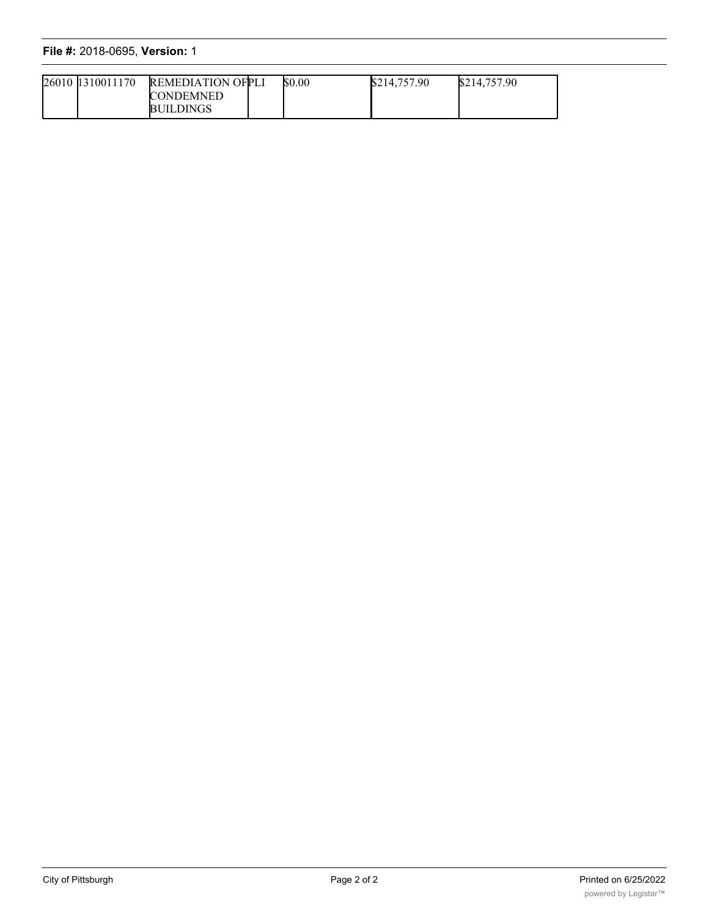| | | | | | | |
|---|---|---|---|---|---|---|
| 26010 | 1310011170 | REMEDIATION OF CONDEMNED BUILDINGS | PLI | $0.00 | $214,757.90 | $214,757.90 |